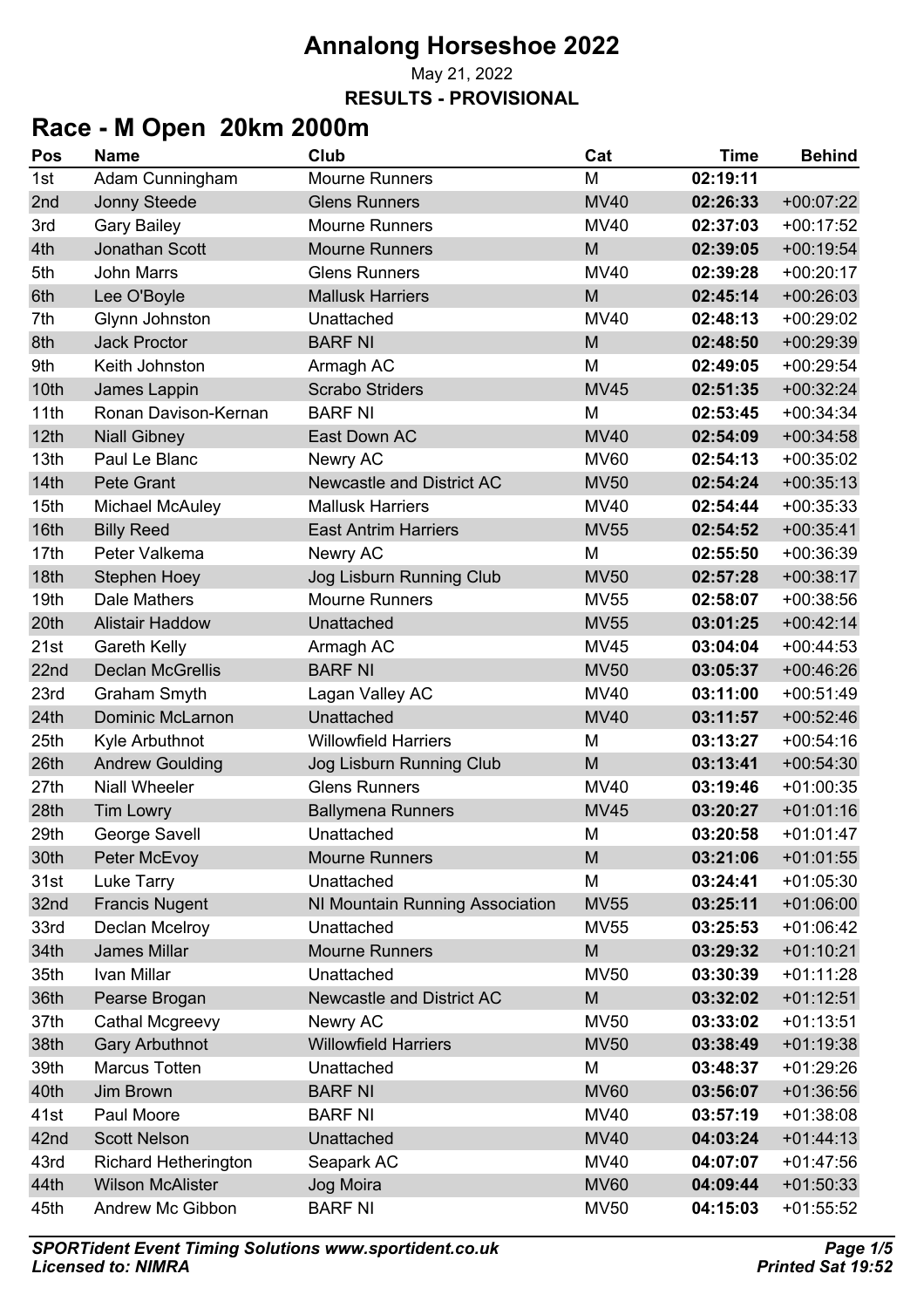# Annalong Horseshoe 2022

May 21, 2022

**RESULTS - PROVISIONAL**

## Race - M Open 20km 2000m

| Pos | Name | Club | Cat | Time | Behind |
|---|---|---|---|---|---|
| 1st | Adam Cunningham | Mourne Runners | M | **02:19:11** | |
| 2nd | Jonny Steede | Glens Runners | MV40 | **02:26:33** | +00:07:22 |
| 3rd | Gary Bailey | Mourne Runners | MV40 | **02:37:03** | +00:17:52 |
| 4th | Jonathan Scott | Mourne Runners | M | **02:39:05** | +00:19:54 |
| 5th | John Marrs | Glens Runners | MV40 | **02:39:28** | +00:20:17 |
| 6th | Lee O'Boyle | Mallusk Harriers | M | **02:45:14** | +00:26:03 |
| 7th | Glynn Johnston | Unattached | MV40 | **02:48:13** | +00:29:02 |
| 8th | Jack Proctor | BARF NI | M | **02:48:50** | +00:29:39 |
| 9th | Keith Johnston | Armagh AC | M | **02:49:05** | +00:29:54 |
| 10th | James Lappin | Scrabo Striders | MV45 | **02:51:35** | +00:32:24 |
| 11th | Ronan Davison-Kernan | BARF NI | M | **02:53:45** | +00:34:34 |
| 12th | Niall Gibney | East Down AC | MV40 | **02:54:09** | +00:34:58 |
| 13th | Paul Le Blanc | Newry AC | MV60 | **02:54:13** | +00:35:02 |
| 14th | Pete Grant | Newcastle and District AC | MV50 | **02:54:24** | +00:35:13 |
| 15th | Michael McAuley | Mallusk Harriers | MV40 | **02:54:44** | +00:35:33 |
| 16th | Billy Reed | East Antrim Harriers | MV55 | **02:54:52** | +00:35:41 |
| 17th | Peter Valkema | Newry AC | M | **02:55:50** | +00:36:39 |
| 18th | Stephen Hoey | Jog Lisburn Running Club | MV50 | **02:57:28** | +00:38:17 |
| 19th | Dale Mathers | Mourne Runners | MV55 | **02:58:07** | +00:38:56 |
| 20th | Alistair Haddow | Unattached | MV55 | **03:01:25** | +00:42:14 |
| 21st | Gareth Kelly | Armagh AC | MV45 | **03:04:04** | +00:44:53 |
| 22nd | Declan McGrellis | BARF NI | MV50 | **03:05:37** | +00:46:26 |
| 23rd | Graham Smyth | Lagan Valley AC | MV40 | **03:11:00** | +00:51:49 |
| 24th | Dominic McLarnon | Unattached | MV40 | **03:11:57** | +00:52:46 |
| 25th | Kyle Arbuthnot | Willowfield Harriers | M | **03:13:27** | +00:54:16 |
| 26th | Andrew Goulding | Jog Lisburn Running Club | M | **03:13:41** | +00:54:30 |
| 27th | Niall Wheeler | Glens Runners | MV40 | **03:19:46** | +01:00:35 |
| 28th | Tim Lowry | Ballymena Runners | MV45 | **03:20:27** | +01:01:16 |
| 29th | George Savell | Unattached | M | **03:20:58** | +01:01:47 |
| 30th | Peter McEvoy | Mourne Runners | M | **03:21:06** | +01:01:55 |
| 31st | Luke Tarry | Unattached | M | **03:24:41** | +01:05:30 |
| 32nd | Francis Nugent | NI Mountain Running Association | MV55 | **03:25:11** | +01:06:00 |
| 33rd | Declan Mcelroy | Unattached | MV55 | **03:25:53** | +01:06:42 |
| 34th | James Millar | Mourne Runners | M | **03:29:32** | +01:10:21 |
| 35th | Ivan Millar | Unattached | MV50 | **03:30:39** | +01:11:28 |
| 36th | Pearse Brogan | Newcastle and District AC | M | **03:32:02** | +01:12:51 |
| 37th | Cathal Mcgreevy | Newry AC | MV50 | **03:33:02** | +01:13:51 |
| 38th | Gary Arbuthnot | Willowfield Harriers | MV50 | **03:38:49** | +01:19:38 |
| 39th | Marcus Totten | Unattached | M | **03:48:37** | +01:29:26 |
| 40th | Jim Brown | BARF NI | MV60 | **03:56:07** | +01:36:56 |
| 41st | Paul Moore | BARF NI | MV40 | **03:57:19** | +01:38:08 |
| 42nd | Scott Nelson | Unattached | MV40 | **04:03:24** | +01:44:13 |
| 43rd | Richard Hetherington | Seapark AC | MV40 | **04:07:07** | +01:47:56 |
| 44th | Wilson McAlister | Jog Moira | MV60 | **04:09:44** | +01:50:33 |
| 45th | Andrew Mc Gibbon | BARF NI | MV50 | **04:15:03** | +01:55:52 |

***SPORTident Event Timing Solutions www.sportident.co.uk***
***Licensed to: NIMRA***

***Printed Sat 19:52***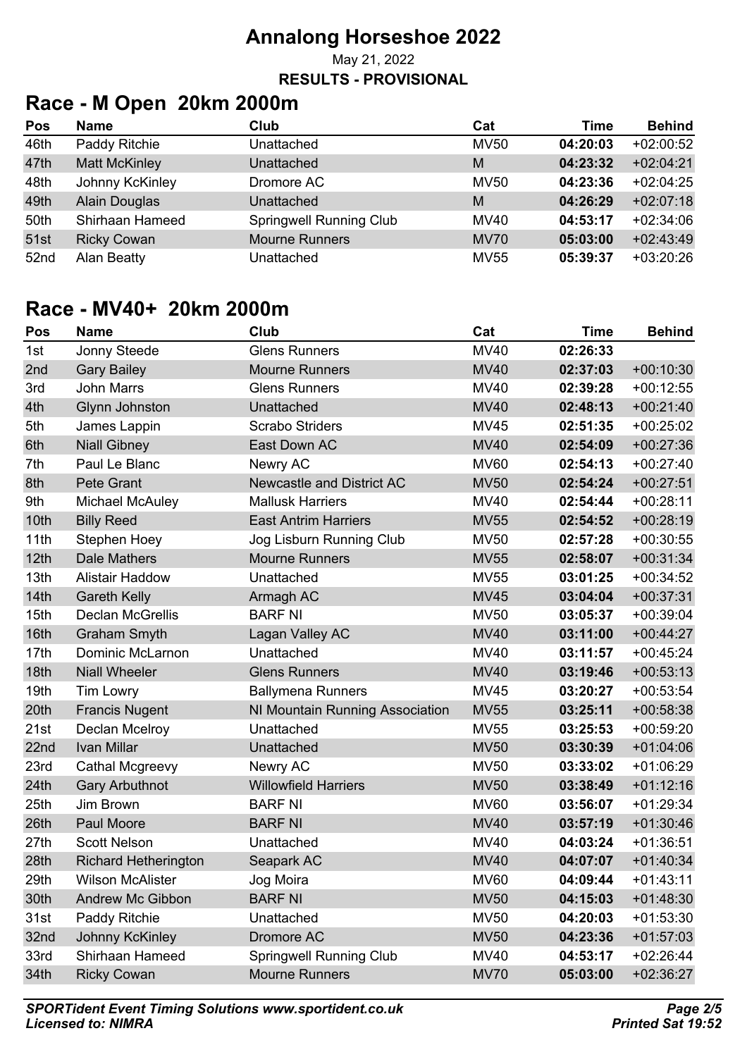# Annalong Horseshoe 2022

May 21, 2022

**RESULTS - PROVISIONAL**

## Race - M Open 20km 2000m

| Pos | Name | Club | Cat | Time | Behind |
|---|---|---|---|---|---|
| 46th | Paddy Ritchie | Unattached | MV50 | **04:20:03** | +02:00:52 |
| 47th | Matt McKinley | Unattached | M | **04:23:32** | +02:04:21 |
| 48th | Johnny KcKinley | Dromore AC | MV50 | **04:23:36** | +02:04:25 |
| 49th | Alain Douglas | Unattached | M | **04:26:29** | +02:07:18 |
| 50th | Shirhaan Hameed | Springwell Running Club | MV40 | **04:53:17** | +02:34:06 |
| 51st | Ricky Cowan | Mourne Runners | MV70 | **05:03:00** | +02:43:49 |
| 52nd | Alan Beatty | Unattached | MV55 | **05:39:37** | +03:20:26 |

## Race - MV40+ 20km 2000m

| Pos | Name | Club | Cat | Time | Behind |
|---|---|---|---|---|---|
| 1st | Jonny Steede | Glens Runners | MV40 | **02:26:33** | |
| 2nd | Gary Bailey | Mourne Runners | MV40 | **02:37:03** | +00:10:30 |
| 3rd | John Marrs | Glens Runners | MV40 | **02:39:28** | +00:12:55 |
| 4th | Glynn Johnston | Unattached | MV40 | **02:48:13** | +00:21:40 |
| 5th | James Lappin | Scrabo Striders | MV45 | **02:51:35** | +00:25:02 |
| 6th | Niall Gibney | East Down AC | MV40 | **02:54:09** | +00:27:36 |
| 7th | Paul Le Blanc | Newry AC | MV60 | **02:54:13** | +00:27:40 |
| 8th | Pete Grant | Newcastle and District AC | MV50 | **02:54:24** | +00:27:51 |
| 9th | Michael McAuley | Mallusk Harriers | MV40 | **02:54:44** | +00:28:11 |
| 10th | Billy Reed | East Antrim Harriers | MV55 | **02:54:52** | +00:28:19 |
| 11th | Stephen Hoey | Jog Lisburn Running Club | MV50 | **02:57:28** | +00:30:55 |
| 12th | Dale Mathers | Mourne Runners | MV55 | **02:58:07** | +00:31:34 |
| 13th | Alistair Haddow | Unattached | MV55 | **03:01:25** | +00:34:52 |
| 14th | Gareth Kelly | Armagh AC | MV45 | **03:04:04** | +00:37:31 |
| 15th | Declan McGrellis | BARF NI | MV50 | **03:05:37** | +00:39:04 |
| 16th | Graham Smyth | Lagan Valley AC | MV40 | **03:11:00** | +00:44:27 |
| 17th | Dominic McLarnon | Unattached | MV40 | **03:11:57** | +00:45:24 |
| 18th | Niall Wheeler | Glens Runners | MV40 | **03:19:46** | +00:53:13 |
| 19th | Tim Lowry | Ballymena Runners | MV45 | **03:20:27** | +00:53:54 |
| 20th | Francis Nugent | NI Mountain Running Association | MV55 | **03:25:11** | +00:58:38 |
| 21st | Declan Mcelroy | Unattached | MV55 | **03:25:53** | +00:59:20 |
| 22nd | Ivan Millar | Unattached | MV50 | **03:30:39** | +01:04:06 |
| 23rd | Cathal Mcgreevy | Newry AC | MV50 | **03:33:02** | +01:06:29 |
| 24th | Gary Arbuthnot | Willowfield Harriers | MV50 | **03:38:49** | +01:12:16 |
| 25th | Jim Brown | BARF NI | MV60 | **03:56:07** | +01:29:34 |
| 26th | Paul Moore | BARF NI | MV40 | **03:57:19** | +01:30:46 |
| 27th | Scott Nelson | Unattached | MV40 | **04:03:24** | +01:36:51 |
| 28th | Richard Hetherington | Seapark AC | MV40 | **04:07:07** | +01:40:34 |
| 29th | Wilson McAlister | Jog Moira | MV60 | **04:09:44** | +01:43:11 |
| 30th | Andrew Mc Gibbon | BARF NI | MV50 | **04:15:03** | +01:48:30 |
| 31st | Paddy Ritchie | Unattached | MV50 | **04:20:03** | +01:53:30 |
| 32nd | Johnny KcKinley | Dromore AC | MV50 | **04:23:36** | +01:57:03 |
| 33rd | Shirhaan Hameed | Springwell Running Club | MV40 | **04:53:17** | +02:26:44 |
| 34th | Ricky Cowan | Mourne Runners | MV70 | **05:03:00** | +02:36:27 |

***SPORTident Event Timing Solutions www.sportident.co.uk***
***Licensed to: NIMRA***

***Printed Sat 19:52***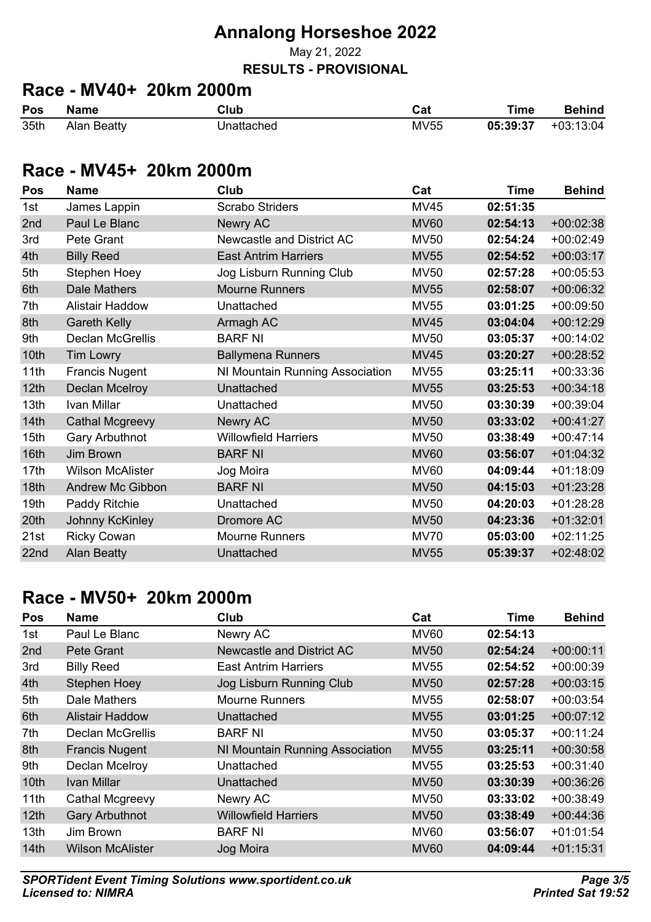# Annalong Horseshoe 2022

May 21, 2022

**RESULTS - PROVISIONAL**

## Race - MV40+ 20km 2000m

| Pos | Name | Club | Cat | Time | Behind |
|---|---|---|---|---|---|
| 35th | Alan Beatty | Unattached | MV55 | **05:39:37** | +03:13:04 |

## Race - MV45+ 20km 2000m

| Pos | Name | Club | Cat | Time | Behind |
|---|---|---|---|---|---|
| 1st | James Lappin | Scrabo Striders | MV45 | **02:51:35** | |
| 2nd | Paul Le Blanc | Newry AC | MV60 | **02:54:13** | +00:02:38 |
| 3rd | Pete Grant | Newcastle and District AC | MV50 | **02:54:24** | +00:02:49 |
| 4th | Billy Reed | East Antrim Harriers | MV55 | **02:54:52** | +00:03:17 |
| 5th | Stephen Hoey | Jog Lisburn Running Club | MV50 | **02:57:28** | +00:05:53 |
| 6th | Dale Mathers | Mourne Runners | MV55 | **02:58:07** | +00:06:32 |
| 7th | Alistair Haddow | Unattached | MV55 | **03:01:25** | +00:09:50 |
| 8th | Gareth Kelly | Armagh AC | MV45 | **03:04:04** | +00:12:29 |
| 9th | Declan McGrellis | BARF NI | MV50 | **03:05:37** | +00:14:02 |
| 10th | Tim Lowry | Ballymena Runners | MV45 | **03:20:27** | +00:28:52 |
| 11th | Francis Nugent | NI Mountain Running Association | MV55 | **03:25:11** | +00:33:36 |
| 12th | Declan Mcelroy | Unattached | MV55 | **03:25:53** | +00:34:18 |
| 13th | Ivan Millar | Unattached | MV50 | **03:30:39** | +00:39:04 |
| 14th | Cathal Mcgreevy | Newry AC | MV50 | **03:33:02** | +00:41:27 |
| 15th | Gary Arbuthnot | Willowfield Harriers | MV50 | **03:38:49** | +00:47:14 |
| 16th | Jim Brown | BARF NI | MV60 | **03:56:07** | +01:04:32 |
| 17th | Wilson McAlister | Jog Moira | MV60 | **04:09:44** | +01:18:09 |
| 18th | Andrew Mc Gibbon | BARF NI | MV50 | **04:15:03** | +01:23:28 |
| 19th | Paddy Ritchie | Unattached | MV50 | **04:20:03** | +01:28:28 |
| 20th | Johnny KcKinley | Dromore AC | MV50 | **04:23:36** | +01:32:01 |
| 21st | Ricky Cowan | Mourne Runners | MV70 | **05:03:00** | +02:11:25 |
| 22nd | Alan Beatty | Unattached | MV55 | **05:39:37** | +02:48:02 |

## Race - MV50+ 20km 2000m

| Pos | Name | Club | Cat | Time | Behind |
|---|---|---|---|---|---|
| 1st | Paul Le Blanc | Newry AC | MV60 | **02:54:13** | |
| 2nd | Pete Grant | Newcastle and District AC | MV50 | **02:54:24** | +00:00:11 |
| 3rd | Billy Reed | East Antrim Harriers | MV55 | **02:54:52** | +00:00:39 |
| 4th | Stephen Hoey | Jog Lisburn Running Club | MV50 | **02:57:28** | +00:03:15 |
| 5th | Dale Mathers | Mourne Runners | MV55 | **02:58:07** | +00:03:54 |
| 6th | Alistair Haddow | Unattached | MV55 | **03:01:25** | +00:07:12 |
| 7th | Declan McGrellis | BARF NI | MV50 | **03:05:37** | +00:11:24 |
| 8th | Francis Nugent | NI Mountain Running Association | MV55 | **03:25:11** | +00:30:58 |
| 9th | Declan Mcelroy | Unattached | MV55 | **03:25:53** | +00:31:40 |
| 10th | Ivan Millar | Unattached | MV50 | **03:30:39** | +00:36:26 |
| 11th | Cathal Mcgreevy | Newry AC | MV50 | **03:33:02** | +00:38:49 |
| 12th | Gary Arbuthnot | Willowfield Harriers | MV50 | **03:38:49** | +00:44:36 |
| 13th | Jim Brown | BARF NI | MV60 | **03:56:07** | +01:01:54 |
| 14th | Wilson McAlister | Jog Moira | MV60 | **04:09:44** | +01:15:31 |

*SPORTident Event Timing Solutions www.sportident.co.uk*
*Licensed to: NIMRA*
*Printed Sat 19:52*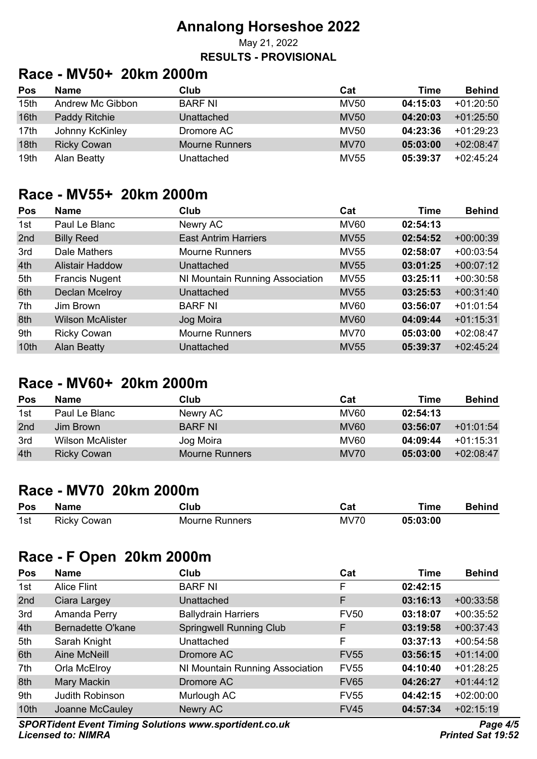# Annalong Horseshoe 2022

May 21, 2022

**RESULTS - PROVISIONAL**

## Race - MV50+ 20km 2000m

| Pos | Name | Club | Cat | Time | Behind |
|---|---|---|---|---|---|
| 15th | Andrew Mc Gibbon | BARF NI | MV50 | **04:15:03** | +01:20:50 |
| 16th | Paddy Ritchie | Unattached | MV50 | **04:20:03** | +01:25:50 |
| 17th | Johnny KcKinley | Dromore AC | MV50 | **04:23:36** | +01:29:23 |
| 18th | Ricky Cowan | Mourne Runners | MV70 | **05:03:00** | +02:08:47 |
| 19th | Alan Beatty | Unattached | MV55 | **05:39:37** | +02:45:24 |

## Race - MV55+ 20km 2000m

| Pos | Name | Club | Cat | Time | Behind |
|---|---|---|---|---|---|
| 1st | Paul Le Blanc | Newry AC | MV60 | **02:54:13** | |
| 2nd | Billy Reed | East Antrim Harriers | MV55 | **02:54:52** | +00:00:39 |
| 3rd | Dale Mathers | Mourne Runners | MV55 | **02:58:07** | +00:03:54 |
| 4th | Alistair Haddow | Unattached | MV55 | **03:01:25** | +00:07:12 |
| 5th | Francis Nugent | NI Mountain Running Association | MV55 | **03:25:11** | +00:30:58 |
| 6th | Declan Mcelroy | Unattached | MV55 | **03:25:53** | +00:31:40 |
| 7th | Jim Brown | BARF NI | MV60 | **03:56:07** | +01:01:54 |
| 8th | Wilson McAlister | Jog Moira | MV60 | **04:09:44** | +01:15:31 |
| 9th | Ricky Cowan | Mourne Runners | MV70 | **05:03:00** | +02:08:47 |
| 10th | Alan Beatty | Unattached | MV55 | **05:39:37** | +02:45:24 |

## Race - MV60+ 20km 2000m

| Pos | Name | Club | Cat | Time | Behind |
|---|---|---|---|---|---|
| 1st | Paul Le Blanc | Newry AC | MV60 | **02:54:13** | |
| 2nd | Jim Brown | BARF NI | MV60 | **03:56:07** | +01:01:54 |
| 3rd | Wilson McAlister | Jog Moira | MV60 | **04:09:44** | +01:15:31 |
| 4th | Ricky Cowan | Mourne Runners | MV70 | **05:03:00** | +02:08:47 |

## Race - MV70 20km 2000m

| Pos | Name | Club | Cat | Time | Behind |
|---|---|---|---|---|---|
| 1st | Ricky Cowan | Mourne Runners | MV70 | **05:03:00** | |

## Race - F Open 20km 2000m

| Pos | Name | Club | Cat | Time | Behind |
|---|---|---|---|---|---|
| 1st | Alice Flint | BARF NI | F | **02:42:15** | |
| 2nd | Ciara Largey | Unattached | F | **03:16:13** | +00:33:58 |
| 3rd | Amanda Perry | Ballydrain Harriers | FV50 | **03:18:07** | +00:35:52 |
| 4th | Bernadette O'kane | Springwell Running Club | F | **03:19:58** | +00:37:43 |
| 5th | Sarah Knight | Unattached | F | **03:37:13** | +00:54:58 |
| 6th | Aine McNeill | Dromore AC | FV55 | **03:56:15** | +01:14:00 |
| 7th | Orla McElroy | NI Mountain Running Association | FV55 | **04:10:40** | +01:28:25 |
| 8th | Mary Mackin | Dromore AC | FV65 | **04:26:27** | +01:44:12 |
| 9th | Judith Robinson | Murlough AC | FV55 | **04:42:15** | +02:00:00 |
| 10th | Joanne McCauley | Newry AC | FV45 | **04:57:34** | +02:15:19 |

***SPORTident Event Timing Solutions www.sportident.co.uk***
***Licensed to: NIMRA***

***Printed Sat 19:52***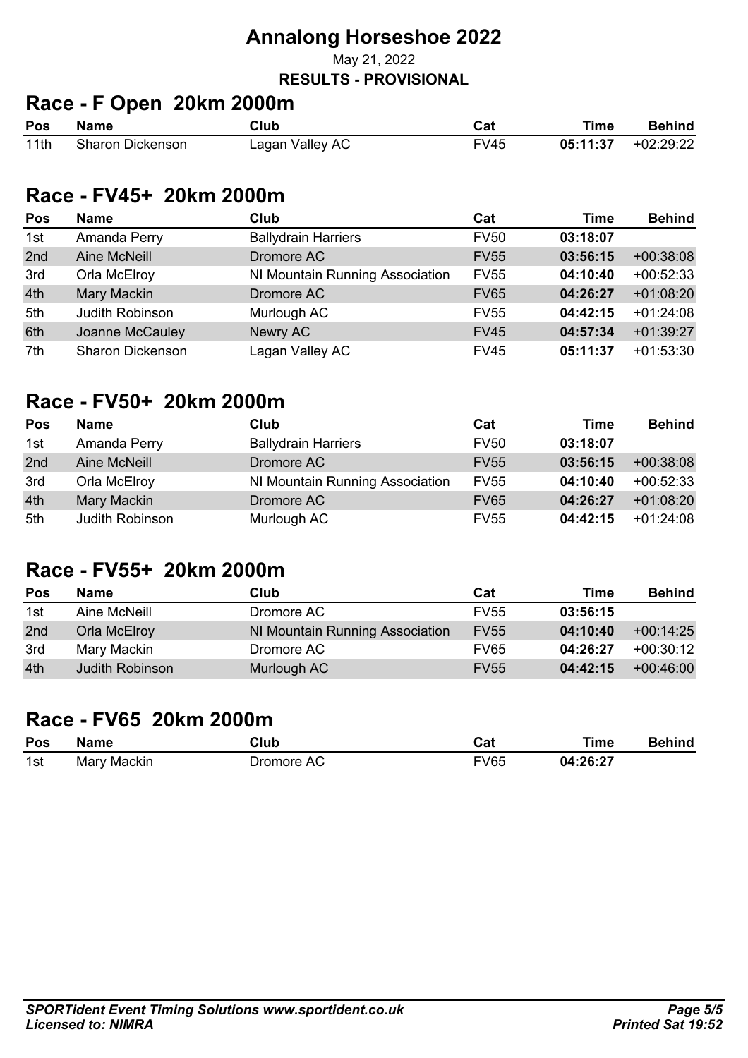# Annalong Horseshoe 2022

May 21, 2022

**RESULTS - PROVISIONAL**

## Race - F Open 20km 2000m

| Pos | Name | Club | Cat | Time | Behind |
|---|---|---|---|---|---|
| 11th | Sharon Dickenson | Lagan Valley AC | FV45 | **05:11:37** | +02:29:22 |

## Race - FV45+ 20km 2000m

| Pos | Name | Club | Cat | Time | Behind |
|---|---|---|---|---|---|
| 1st | Amanda Perry | Ballydrain Harriers | FV50 | **03:18:07** | |
| 2nd | Aine McNeill | Dromore AC | FV55 | **03:56:15** | +00:38:08 |
| 3rd | Orla McElroy | NI Mountain Running Association | FV55 | **04:10:40** | +00:52:33 |
| 4th | Mary Mackin | Dromore AC | FV65 | **04:26:27** | +01:08:20 |
| 5th | Judith Robinson | Murlough AC | FV55 | **04:42:15** | +01:24:08 |
| 6th | Joanne McCauley | Newry AC | FV45 | **04:57:34** | +01:39:27 |
| 7th | Sharon Dickenson | Lagan Valley AC | FV45 | **05:11:37** | +01:53:30 |

## Race - FV50+ 20km 2000m

| Pos | Name | Club | Cat | Time | Behind |
|---|---|---|---|---|---|
| 1st | Amanda Perry | Ballydrain Harriers | FV50 | **03:18:07** | |
| 2nd | Aine McNeill | Dromore AC | FV55 | **03:56:15** | +00:38:08 |
| 3rd | Orla McElroy | NI Mountain Running Association | FV55 | **04:10:40** | +00:52:33 |
| 4th | Mary Mackin | Dromore AC | FV65 | **04:26:27** | +01:08:20 |
| 5th | Judith Robinson | Murlough AC | FV55 | **04:42:15** | +01:24:08 |

## Race - FV55+ 20km 2000m

| Pos | Name | Club | Cat | Time | Behind |
|---|---|---|---|---|---|
| 1st | Aine McNeill | Dromore AC | FV55 | **03:56:15** | |
| 2nd | Orla McElroy | NI Mountain Running Association | FV55 | **04:10:40** | +00:14:25 |
| 3rd | Mary Mackin | Dromore AC | FV65 | **04:26:27** | +00:30:12 |
| 4th | Judith Robinson | Murlough AC | FV55 | **04:42:15** | +00:46:00 |

## Race - FV65 20km 2000m

| Pos | Name | Club | Cat | Time | Behind |
|---|---|---|---|---|---|
| 1st | Mary Mackin | Dromore AC | FV65 | **04:26:27** | |

*SPORTident Event Timing Solutions www.sportident.co.uk*
*Licensed to: NIMRA*

*Printed Sat 19:52*